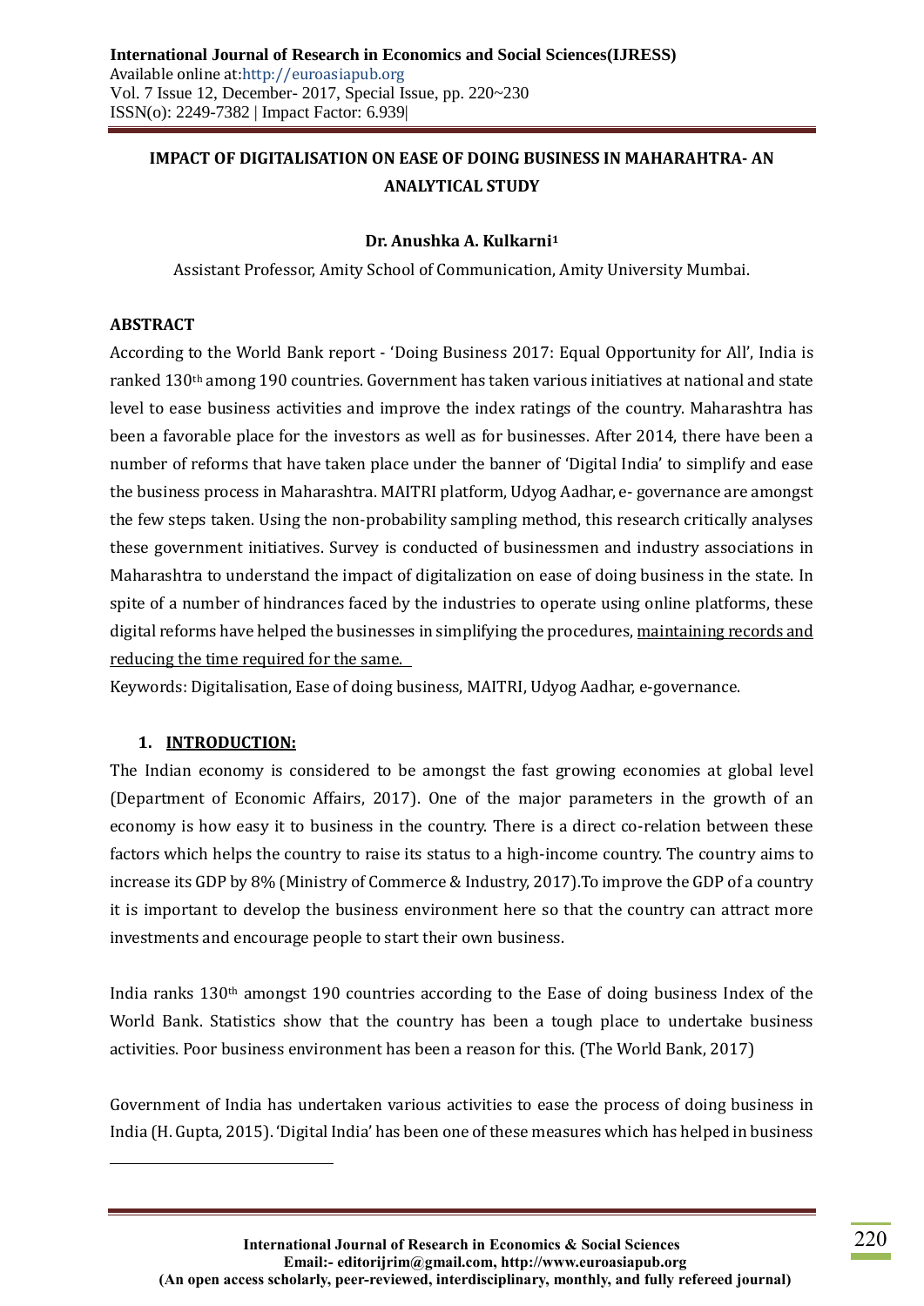# IMPACT OF DIGITALISATION ON EASE OF DOING BUSINESS IN MAHARAHTRA- AN ANALYTICAL STUDY

**Dr. Anushka A. Kulkarni**[1]

Assistant Professor, Amity School of Communication, Amity University Mumbai.

## ABSTRACT

According to the World Bank report - 'Doing Business 2017: Equal Opportunity for All', India is ranked 130th among 190 countries. Government has taken various initiatives at national and state level to ease business activities and improve the index ratings of the country. Maharashtra has been a favorable place for the investors as well as for businesses. After 2014, there have been a number of reforms that have taken place under the banner of 'Digital India' to simplify and ease the business process in Maharashtra. MAITRI platform, Udyog Aadhar, e- governance are amongst the few steps taken. Using the non-probability sampling method, this research critically analyses these government initiatives. Survey is conducted of businessmen and industry associations in Maharashtra to understand the impact of digitalization on ease of doing business in the state. In spite of a number of hindrances faced by the industries to operate using online platforms, these digital reforms have helped the businesses in simplifying the procedures, maintaining records and reducing the time required for the same.

Keywords: Digitalisation, Ease of doing business, MAITRI, Udyog Aadhar, e-governance.

## 1. INTRODUCTION:

The Indian economy is considered to be amongst the fast growing economies at global level (Department of Economic Affairs, 2017). One of the major parameters in the growth of an economy is how easy it to business in the country. There is a direct co-relation between these factors which helps the country to raise its status to a high-income country. The country aims to increase its GDP by 8% (Ministry of Commerce & Industry, 2017).To improve the GDP of a country it is important to develop the business environment here so that the country can attract more investments and encourage people to start their own business.

India ranks 130th amongst 190 countries according to the Ease of doing business Index of the World Bank. Statistics show that the country has been a tough place to undertake business activities. Poor business environment has been a reason for this. (The World Bank, 2017)

Government of India has undertaken various activities to ease the process of doing business in India (H. Gupta, 2015). 'Digital India' has been one of these measures which has helped in business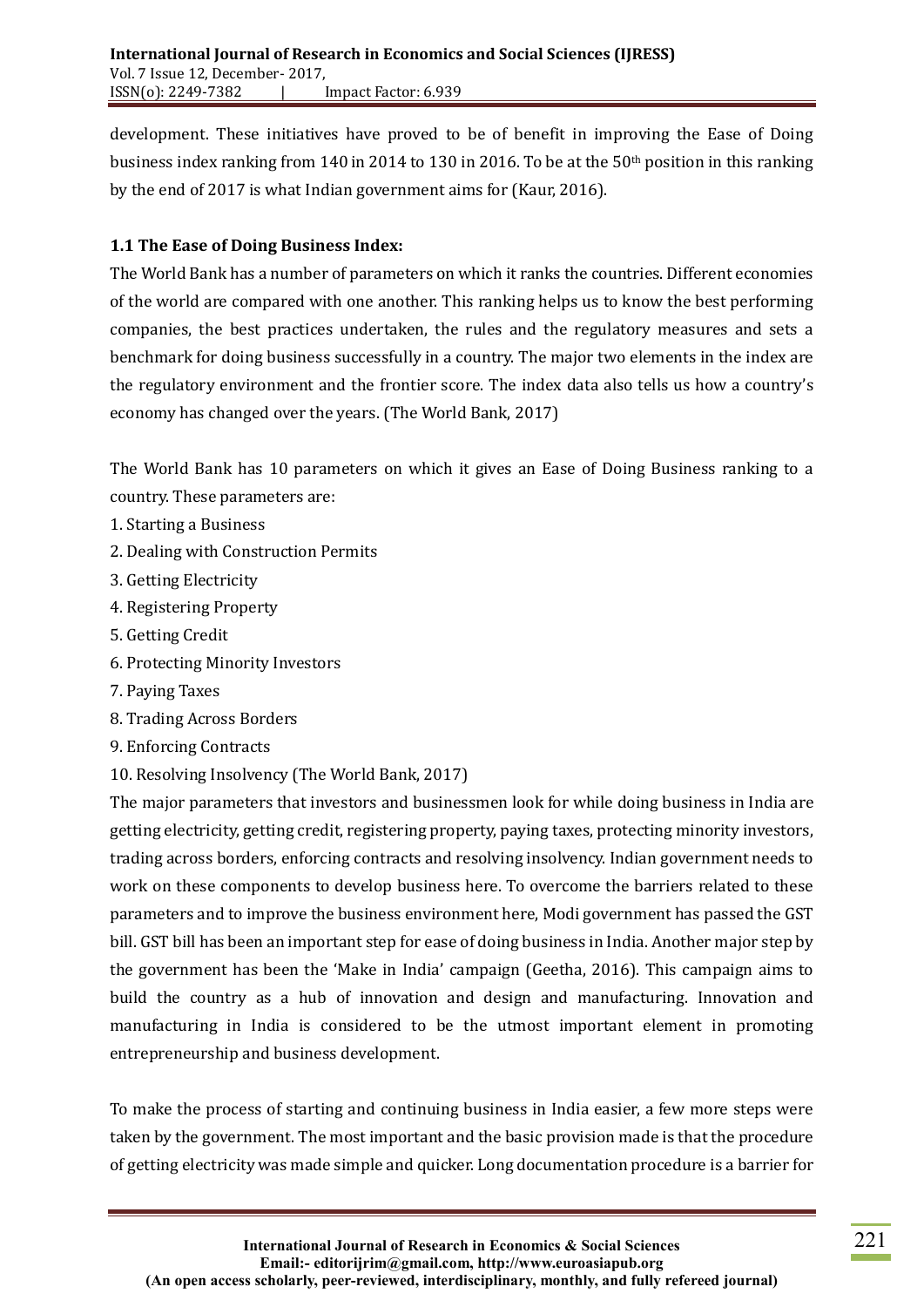development. These initiatives have proved to be of benefit in improving the Ease of Doing business index ranking from 140 in 2014 to 130 in 2016. To be at the 50th position in this ranking by the end of 2017 is what Indian government aims for (Kaur, 2016).

### 1.1 The Ease of Doing Business Index:

The World Bank has a number of parameters on which it ranks the countries. Different economies of the world are compared with one another. This ranking helps us to know the best performing companies, the best practices undertaken, the rules and the regulatory measures and sets a benchmark for doing business successfully in a country. The major two elements in the index are the regulatory environment and the frontier score. The index data also tells us how a country's economy has changed over the years. (The World Bank, 2017)

The World Bank has 10 parameters on which it gives an Ease of Doing Business ranking to a country. These parameters are:

1. Starting a Business
2. Dealing with Construction Permits
3. Getting Electricity
4. Registering Property
5. Getting Credit
6. Protecting Minority Investors
7. Paying Taxes
8. Trading Across Borders
9. Enforcing Contracts
10. Resolving Insolvency (The World Bank, 2017)

The major parameters that investors and businessmen look for while doing business in India are getting electricity, getting credit, registering property, paying taxes, protecting minority investors, trading across borders, enforcing contracts and resolving insolvency. Indian government needs to work on these components to develop business here. To overcome the barriers related to these parameters and to improve the business environment here, Modi government has passed the GST bill. GST bill has been an important step for ease of doing business in India. Another major step by the government has been the 'Make in India' campaign (Geetha, 2016). This campaign aims to build the country as a hub of innovation and design and manufacturing. Innovation and manufacturing in India is considered to be the utmost important element in promoting entrepreneurship and business development.

To make the process of starting and continuing business in India easier, a few more steps were taken by the government. The most important and the basic provision made is that the procedure of getting electricity was made simple and quicker. Long documentation procedure is a barrier for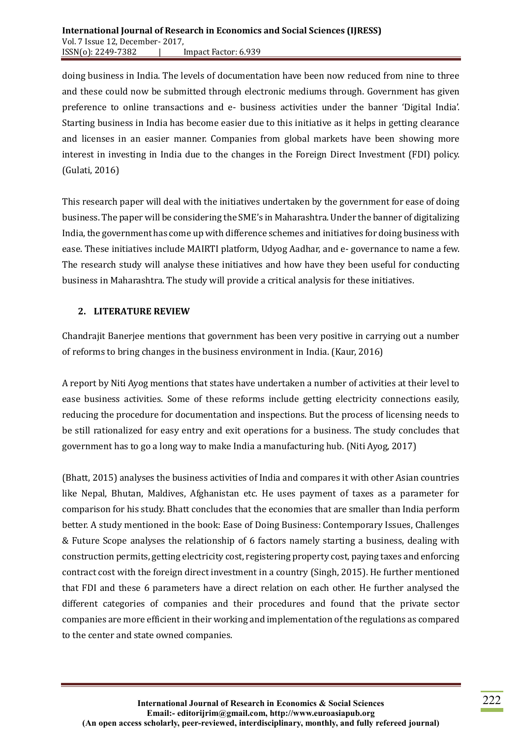doing business in India. The levels of documentation have been now reduced from nine to three and these could now be submitted through electronic mediums through. Government has given preference to online transactions and e- business activities under the banner 'Digital India'. Starting business in India has become easier due to this initiative as it helps in getting clearance and licenses in an easier manner. Companies from global markets have been showing more interest in investing in India due to the changes in the Foreign Direct Investment (FDI) policy. (Gulati, 2016)

This research paper will deal with the initiatives undertaken by the government for ease of doing business. The paper will be considering the SME's in Maharashtra. Under the banner of digitalizing India, the government has come up with difference schemes and initiatives for doing business with ease. These initiatives include MAIRTI platform, Udyog Aadhar, and e- governance to name a few. The research study will analyse these initiatives and how have they been useful for conducting business in Maharashtra. The study will provide a critical analysis for these initiatives.

## 2. LITERATURE REVIEW

Chandrajit Banerjee mentions that government has been very positive in carrying out a number of reforms to bring changes in the business environment in India. (Kaur, 2016)

A report by Niti Ayog mentions that states have undertaken a number of activities at their level to ease business activities. Some of these reforms include getting electricity connections easily, reducing the procedure for documentation and inspections. But the process of licensing needs to be still rationalized for easy entry and exit operations for a business. The study concludes that government has to go a long way to make India a manufacturing hub. (Niti Ayog, 2017)

(Bhatt, 2015) analyses the business activities of India and compares it with other Asian countries like Nepal, Bhutan, Maldives, Afghanistan etc. He uses payment of taxes as a parameter for comparison for his study. Bhatt concludes that the economies that are smaller than India perform better. A study mentioned in the book: Ease of Doing Business: Contemporary Issues, Challenges & Future Scope analyses the relationship of 6 factors namely starting a business, dealing with construction permits, getting electricity cost, registering property cost, paying taxes and enforcing contract cost with the foreign direct investment in a country (Singh, 2015). He further mentioned that FDI and these 6 parameters have a direct relation on each other. He further analysed the different categories of companies and their procedures and found that the private sector companies are more efficient in their working and implementation of the regulations as compared to the center and state owned companies.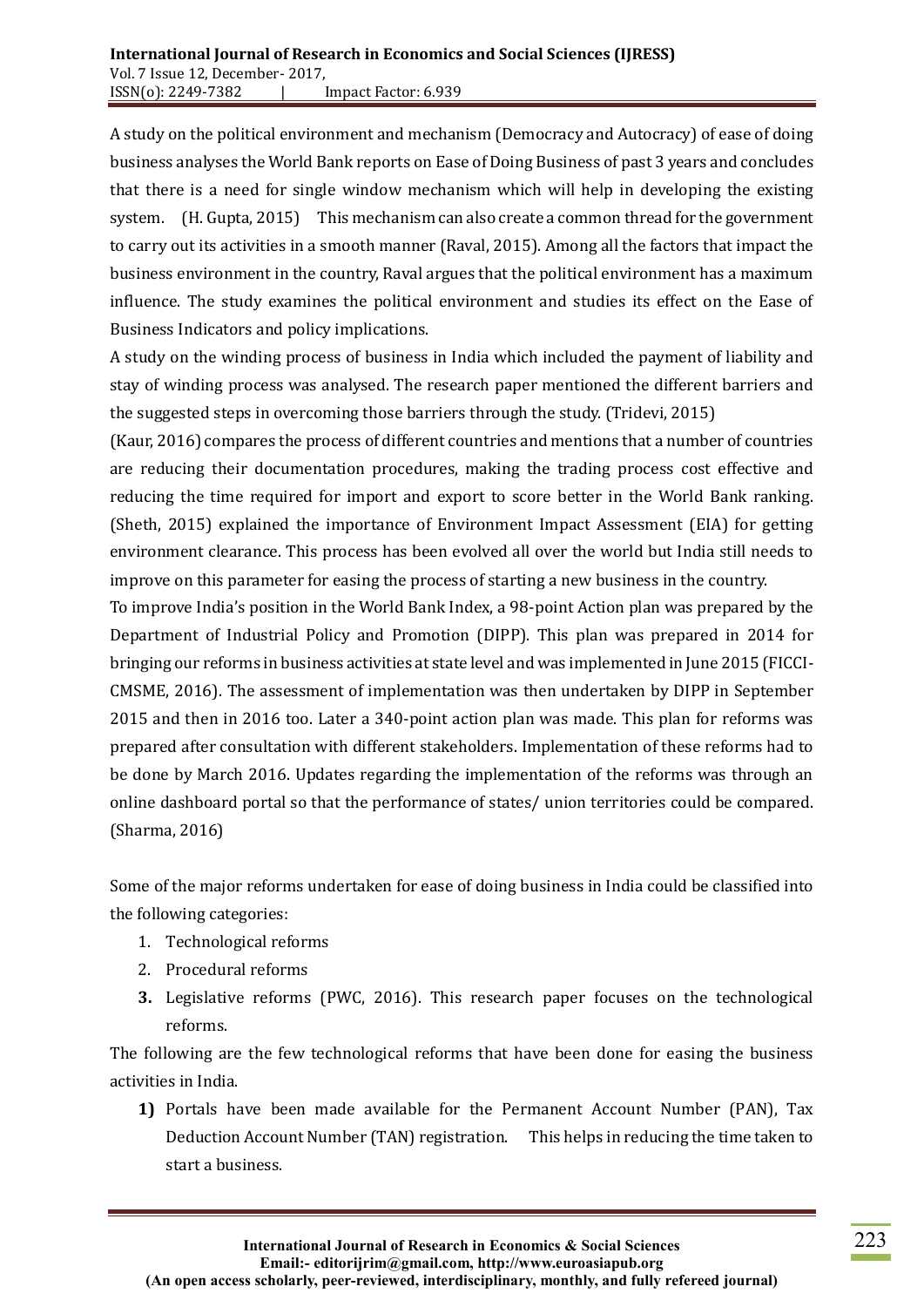A study on the political environment and mechanism (Democracy and Autocracy) of ease of doing business analyses the World Bank reports on Ease of Doing Business of past 3 years and concludes that there is a need for single window mechanism which will help in developing the existing system. (H. Gupta, 2015) This mechanism can also create a common thread for the government to carry out its activities in a smooth manner (Raval, 2015). Among all the factors that impact the business environment in the country, Raval argues that the political environment has a maximum influence. The study examines the political environment and studies its effect on the Ease of Business Indicators and policy implications.

A study on the winding process of business in India which included the payment of liability and stay of winding process was analysed. The research paper mentioned the different barriers and the suggested steps in overcoming those barriers through the study. (Tridevi, 2015)

(Kaur, 2016) compares the process of different countries and mentions that a number of countries are reducing their documentation procedures, making the trading process cost effective and reducing the time required for import and export to score better in the World Bank ranking. (Sheth, 2015) explained the importance of Environment Impact Assessment (EIA) for getting environment clearance. This process has been evolved all over the world but India still needs to improve on this parameter for easing the process of starting a new business in the country.

To improve India's position in the World Bank Index, a 98-point Action plan was prepared by the Department of Industrial Policy and Promotion (DIPP). This plan was prepared in 2014 for bringing our reforms in business activities at state level and was implemented in June 2015 (FICCI-CMSME, 2016). The assessment of implementation was then undertaken by DIPP in September 2015 and then in 2016 too. Later a 340-point action plan was made. This plan for reforms was prepared after consultation with different stakeholders. Implementation of these reforms had to be done by March 2016. Updates regarding the implementation of the reforms was through an online dashboard portal so that the performance of states/ union territories could be compared. (Sharma, 2016)

Some of the major reforms undertaken for ease of doing business in India could be classified into the following categories:

1. Technological reforms
2. Procedural reforms
3. Legislative reforms (PWC, 2016). This research paper focuses on the technological reforms.

The following are the few technological reforms that have been done for easing the business activities in India.

1) Portals have been made available for the Permanent Account Number (PAN), Tax Deduction Account Number (TAN) registration. This helps in reducing the time taken to start a business.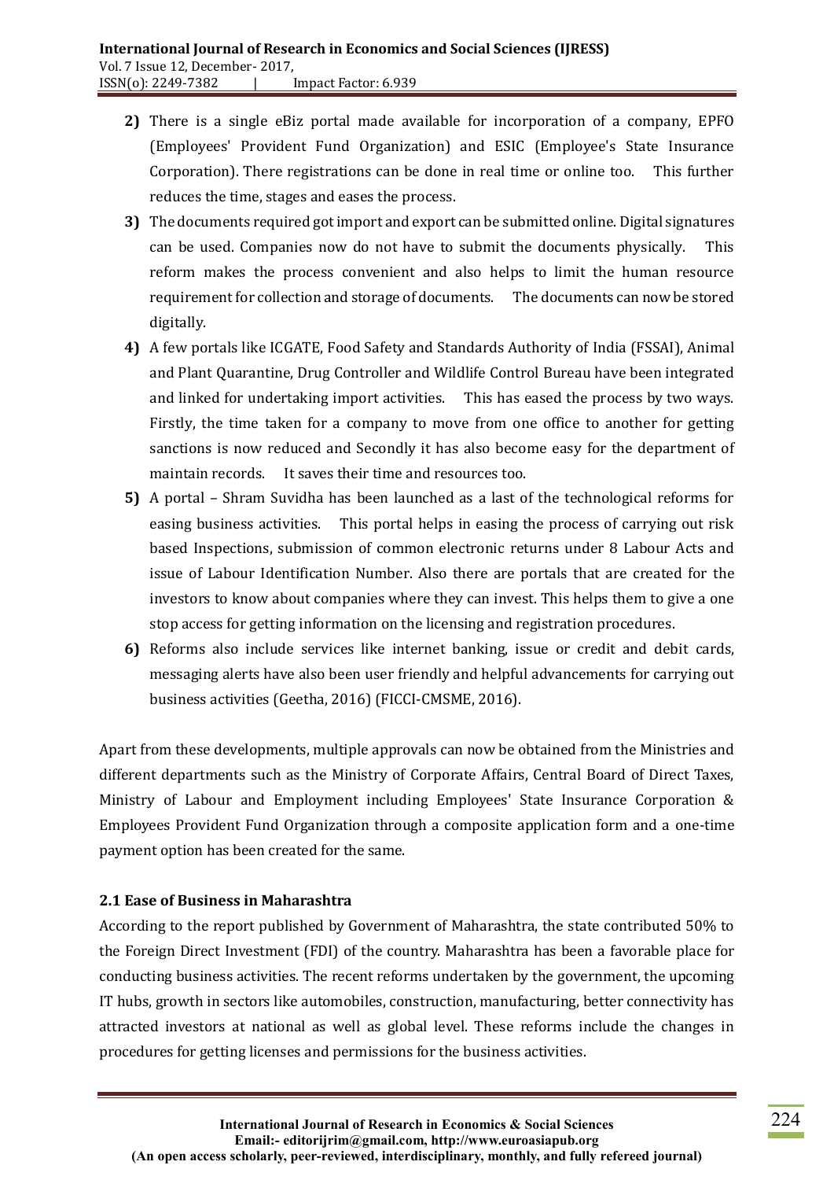2) There is a single eBiz portal made available for incorporation of a company, EPFO (Employees' Provident Fund Organization) and ESIC (Employee's State Insurance Corporation). There registrations can be done in real time or online too. This further reduces the time, stages and eases the process.
3) The documents required got import and export can be submitted online. Digital signatures can be used. Companies now do not have to submit the documents physically. This reform makes the process convenient and also helps to limit the human resource requirement for collection and storage of documents. The documents can now be stored digitally.
4) A few portals like ICGATE, Food Safety and Standards Authority of India (FSSAI), Animal and Plant Quarantine, Drug Controller and Wildlife Control Bureau have been integrated and linked for undertaking import activities. This has eased the process by two ways. Firstly, the time taken for a company to move from one office to another for getting sanctions is now reduced and Secondly it has also become easy for the department of maintain records. It saves their time and resources too.
5) A portal – Shram Suvidha has been launched as a last of the technological reforms for easing business activities. This portal helps in easing the process of carrying out risk based Inspections, submission of common electronic returns under 8 Labour Acts and issue of Labour Identification Number. Also there are portals that are created for the investors to know about companies where they can invest. This helps them to give a one stop access for getting information on the licensing and registration procedures.
6) Reforms also include services like internet banking, issue or credit and debit cards, messaging alerts have also been user friendly and helpful advancements for carrying out business activities (Geetha, 2016) (FICCI-CMSME, 2016).

Apart from these developments, multiple approvals can now be obtained from the Ministries and different departments such as the Ministry of Corporate Affairs, Central Board of Direct Taxes, Ministry of Labour and Employment including Employees' State Insurance Corporation & Employees Provident Fund Organization through a composite application form and a one-time payment option has been created for the same.

### 2.1 Ease of Business in Maharashtra

According to the report published by Government of Maharashtra, the state contributed 50% to the Foreign Direct Investment (FDI) of the country. Maharashtra has been a favorable place for conducting business activities. The recent reforms undertaken by the government, the upcoming IT hubs, growth in sectors like automobiles, construction, manufacturing, better connectivity has attracted investors at national as well as global level. These reforms include the changes in procedures for getting licenses and permissions for the business activities.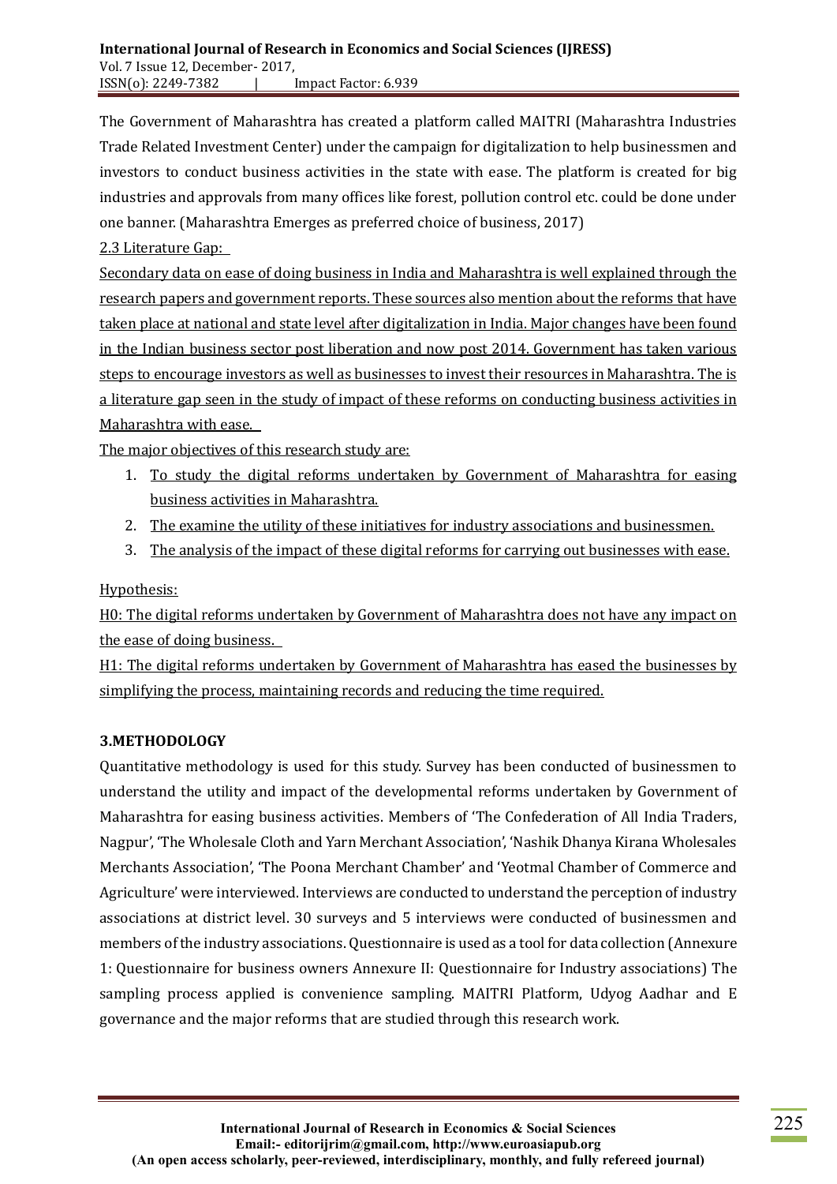The Government of Maharashtra has created a platform called MAITRI (Maharashtra Industries Trade Related Investment Center) under the campaign for digitalization to help businessmen and investors to conduct business activities in the state with ease. The platform is created for big industries and approvals from many offices like forest, pollution control etc. could be done under one banner. (Maharashtra Emerges as preferred choice of business, 2017)

2.3 Literature Gap:

Secondary data on ease of doing business in India and Maharashtra is well explained through the research papers and government reports. These sources also mention about the reforms that have taken place at national and state level after digitalization in India. Major changes have been found in the Indian business sector post liberation and now post 2014. Government has taken various steps to encourage investors as well as businesses to invest their resources in Maharashtra. The is a literature gap seen in the study of impact of these reforms on conducting business activities in Maharashtra with ease.

The major objectives of this research study are:

1. To study the digital reforms undertaken by Government of Maharashtra for easing business activities in Maharashtra.
2. The examine the utility of these initiatives for industry associations and businessmen.
3. The analysis of the impact of these digital reforms for carrying out businesses with ease.

Hypothesis:

H0: The digital reforms undertaken by Government of Maharashtra does not have any impact on the ease of doing business.

H1: The digital reforms undertaken by Government of Maharashtra has eased the businesses by simplifying the process, maintaining records and reducing the time required.

## 3.METHODOLOGY

Quantitative methodology is used for this study. Survey has been conducted of businessmen to understand the utility and impact of the developmental reforms undertaken by Government of Maharashtra for easing business activities. Members of 'The Confederation of All India Traders, Nagpur', 'The Wholesale Cloth and Yarn Merchant Association', 'Nashik Dhanya Kirana Wholesales Merchants Association', 'The Poona Merchant Chamber' and 'Yeotmal Chamber of Commerce and Agriculture' were interviewed. Interviews are conducted to understand the perception of industry associations at district level. 30 surveys and 5 interviews were conducted of businessmen and members of the industry associations. Questionnaire is used as a tool for data collection (Annexure 1: Questionnaire for business owners Annexure II: Questionnaire for Industry associations) The sampling process applied is convenience sampling. MAITRI Platform, Udyog Aadhar and E governance and the major reforms that are studied through this research work.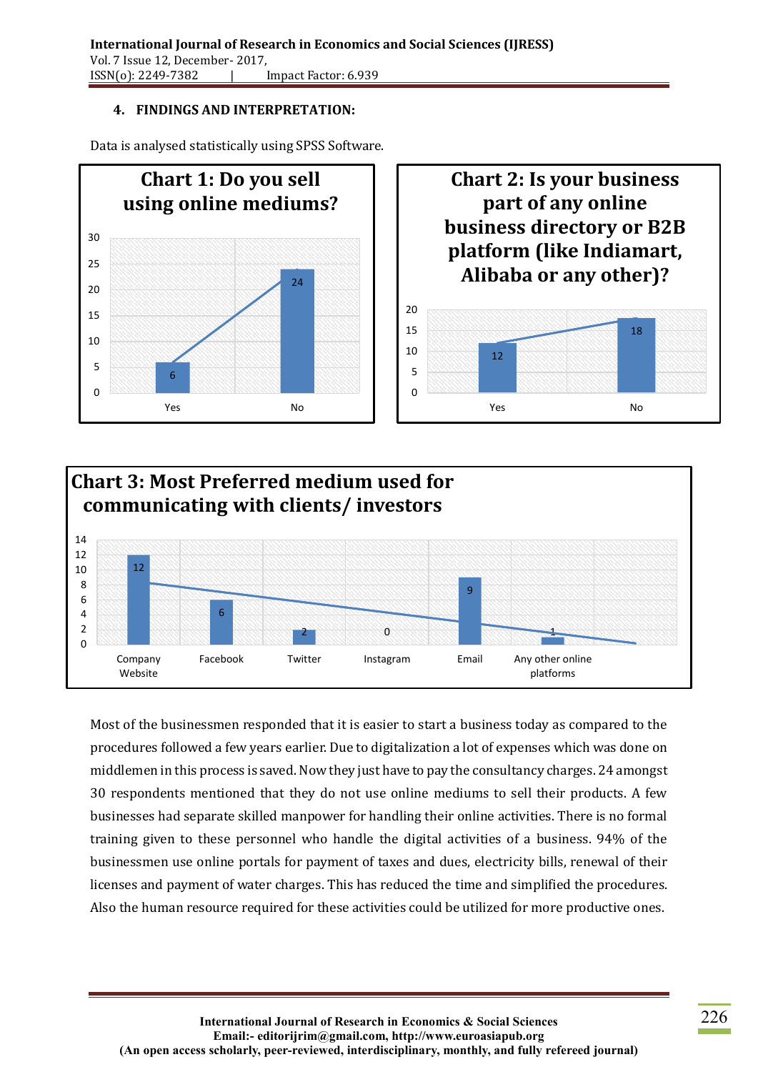### 4. FINDINGS AND INTERPRETATION:

Data is analysed statistically using SPSS Software.

**Chart 1: Do you sell using online mediums?**

| Response | Count |
|---|---|
| Yes | 6 |
| No | 24 |

**Chart 2: Is your business part of any online business directory or B2B platform (like Indiamart, Alibaba or any other)?**

| Response | Count |
|---|---|
| Yes | 12 |
| No | 18 |

**Chart 3: Most Preferred medium used for communicating with clients/ investors**

| Medium | Count |
|---|---|
| Company Website | 12 |
| Facebook | 6 |
| Twitter | 2 |
| Instagram | 0 |
| Email | 9 |
| Any other online platforms | 1 |

Most of the businessmen responded that it is easier to start a business today as compared to the procedures followed a few years earlier. Due to digitalization a lot of expenses which was done on middlemen in this process is saved. Now they just have to pay the consultancy charges. 24 amongst 30 respondents mentioned that they do not use online mediums to sell their products. A few businesses had separate skilled manpower for handling their online activities. There is no formal training given to these personnel who handle the digital activities of a business. 94% of the businessmen use online portals for payment of taxes and dues, electricity bills, renewal of their licenses and payment of water charges. This has reduced the time and simplified the procedures. Also the human resource required for these activities could be utilized for more productive ones.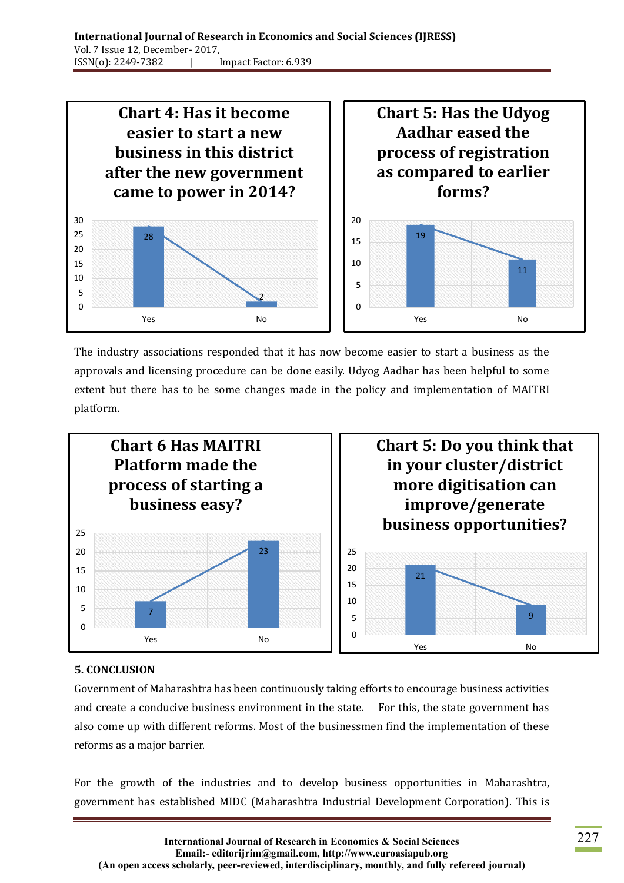**Chart 4: Has it become easier to start a new business in this district after the new government came to power in 2014?**

| | Value |
|---|---|
| Yes | 28 |
| No | 2 |

**Chart 5: Has the Udyog Aadhar eased the process of registration as compared to earlier forms?**

| | Value |
|---|---|
| Yes | 19 |
| No | 11 |

The industry associations responded that it has now become easier to start a business as the approvals and licensing procedure can be done easily. Udyog Aadhar has been helpful to some extent but there has to be some changes made in the policy and implementation of MAITRI platform.

**Chart 6 Has MAITRI Platform made the process of starting a business easy?**

| | Value |
|---|---|
| Yes | 7 |
| No | 23 |

**Chart 5: Do you think that in your cluster/district more digitisation can improve/generate business opportunities?**

| | Value |
|---|---|
| Yes | 21 |
| No | 9 |

## 5. CONCLUSION

Government of Maharashtra has been continuously taking efforts to encourage business activities and create a conducive business environment in the state. For this, the state government has also come up with different reforms. Most of the businessmen find the implementation of these reforms as a major barrier.

For the growth of the industries and to develop business opportunities in Maharashtra, government has established MIDC (Maharashtra Industrial Development Corporation). This is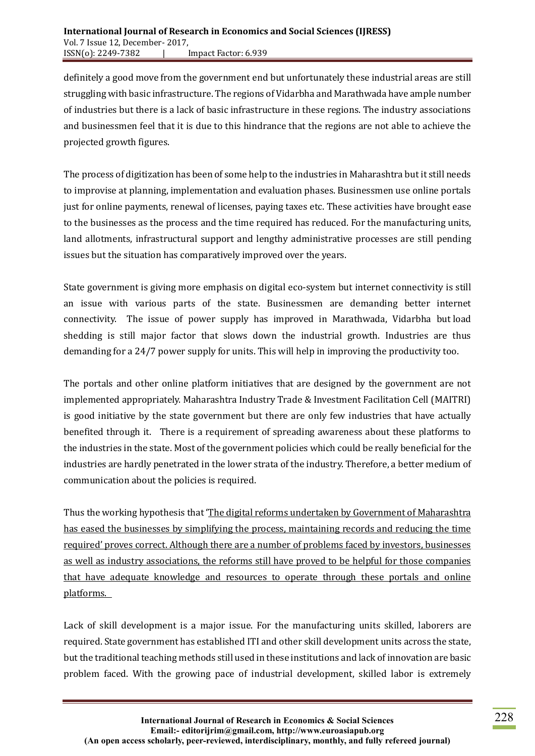definitely a good move from the government end but unfortunately these industrial areas are still struggling with basic infrastructure. The regions of Vidarbha and Marathwada have ample number of industries but there is a lack of basic infrastructure in these regions. The industry associations and businessmen feel that it is due to this hindrance that the regions are not able to achieve the projected growth figures.

The process of digitization has been of some help to the industries in Maharashtra but it still needs to improvise at planning, implementation and evaluation phases. Businessmen use online portals just for online payments, renewal of licenses, paying taxes etc. These activities have brought ease to the businesses as the process and the time required has reduced. For the manufacturing units, land allotments, infrastructural support and lengthy administrative processes are still pending issues but the situation has comparatively improved over the years.

State government is giving more emphasis on digital eco-system but internet connectivity is still an issue with various parts of the state. Businessmen are demanding better internet connectivity. The issue of power supply has improved in Marathwada, Vidarbha but load shedding is still major factor that slows down the industrial growth. Industries are thus demanding for a 24/7 power supply for units. This will help in improving the productivity too.

The portals and other online platform initiatives that are designed by the government are not implemented appropriately. Maharashtra Industry Trade & Investment Facilitation Cell (MAITRI) is good initiative by the state government but there are only few industries that have actually benefited through it. There is a requirement of spreading awareness about these platforms to the industries in the state. Most of the government policies which could be really beneficial for the industries are hardly penetrated in the lower strata of the industry. Therefore, a better medium of communication about the policies is required.

Thus the working hypothesis that '<u>The digital reforms undertaken by Government of Maharashtra has eased the businesses by simplifying the process, maintaining records and reducing the time required' proves correct. Although there are a number of problems faced by investors, businesses as well as industry associations, the reforms still have proved to be helpful for those companies that have adequate knowledge and resources to operate through these portals and online platforms.</u>

Lack of skill development is a major issue. For the manufacturing units skilled, laborers are required. State government has established ITI and other skill development units across the state, but the traditional teaching methods still used in these institutions and lack of innovation are basic problem faced. With the growing pace of industrial development, skilled labor is extremely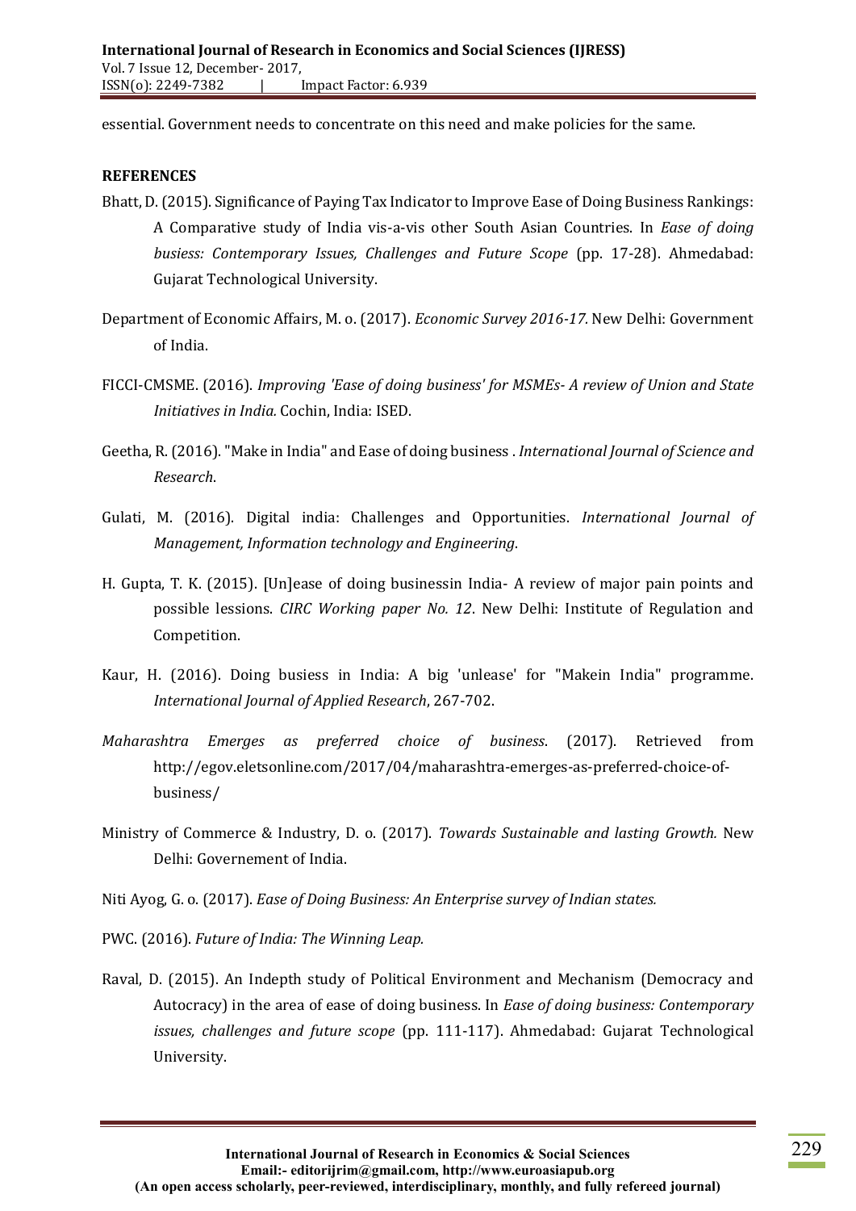essential. Government needs to concentrate on this need and make policies for the same.

## REFERENCES

Bhatt, D. (2015). Significance of Paying Tax Indicator to Improve Ease of Doing Business Rankings: A Comparative study of India vis-a-vis other South Asian Countries. In *Ease of doing busiess: Contemporary Issues, Challenges and Future Scope* (pp. 17-28). Ahmedabad: Gujarat Technological University.

Department of Economic Affairs, M. o. (2017). *Economic Survey 2016-17*. New Delhi: Government of India.

FICCI-CMSME. (2016). *Improving 'Ease of doing business' for MSMEs- A review of Union and State Initiatives in India.* Cochin, India: ISED.

Geetha, R. (2016). "Make in India" and Ease of doing business . *International Journal of Science and Research*.

Gulati, M. (2016). Digital india: Challenges and Opportunities. *International Journal of Management, Information technology and Engineering*.

H. Gupta, T. K. (2015). [Un]ease of doing businessin India- A review of major pain points and possible lessions. *CIRC Working paper No. 12*. New Delhi: Institute of Regulation and Competition.

Kaur, H. (2016). Doing busiess in India: A big 'unlease' for "Makein India" programme. *International Journal of Applied Research*, 267-702.

*Maharashtra Emerges as preferred choice of business*. (2017). Retrieved from http://egov.eletsonline.com/2017/04/maharashtra-emerges-as-preferred-choice-of-business/

Ministry of Commerce & Industry, D. o. (2017). *Towards Sustainable and lasting Growth.* New Delhi: Governement of India.

Niti Ayog, G. o. (2017). *Ease of Doing Business: An Enterprise survey of Indian states.*

PWC. (2016). *Future of India: The Winning Leap.*

Raval, D. (2015). An Indepth study of Political Environment and Mechanism (Democracy and Autocracy) in the area of ease of doing business. In *Ease of doing business: Contemporary issues, challenges and future scope* (pp. 111-117). Ahmedabad: Gujarat Technological University.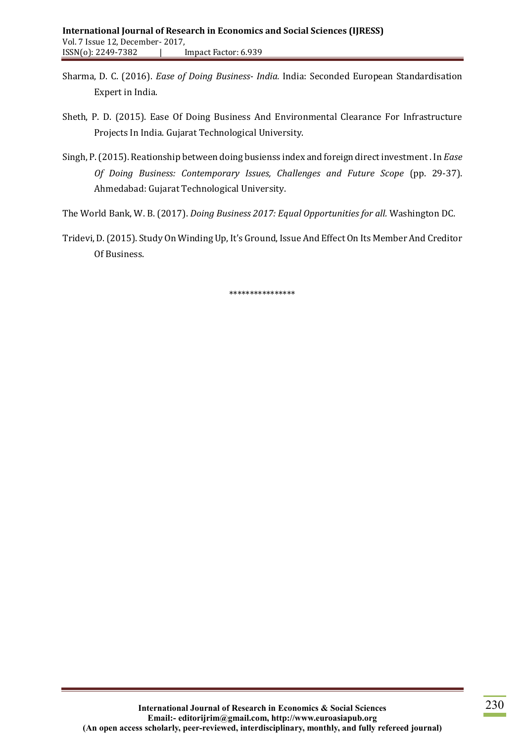Sharma, D. C. (2016). *Ease of Doing Business- India.* India: Seconded European Standardisation Expert in India.

Sheth, P. D. (2015). Ease Of Doing Business And Environmental Clearance For Infrastructure Projects In India. Gujarat Technological University.

Singh, P. (2015). Reationship between doing busienss index and foreign direct investment . In *Ease Of Doing Business: Contemporary Issues, Challenges and Future Scope* (pp. 29-37). Ahmedabad: Gujarat Technological University.

The World Bank, W. B. (2017). *Doing Business 2017: Equal Opportunities for all.* Washington DC.

Tridevi, D. (2015). Study On Winding Up, It's Ground, Issue And Effect On Its Member And Creditor Of Business.

\*\*\*\*\*\*\*\*\*\*\*\*\*\*\*\*